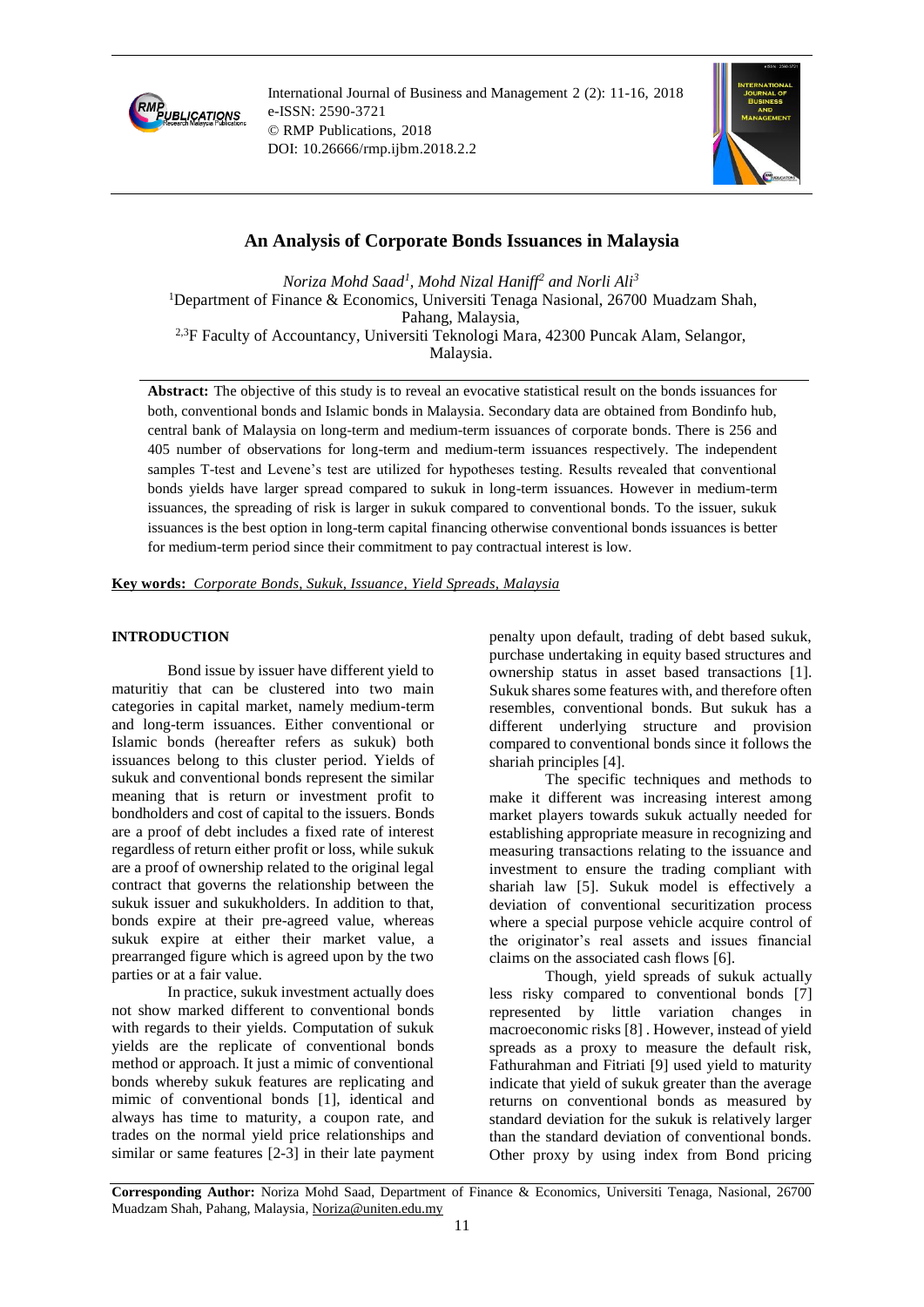# An Analysis of Corporate Bonds Issuances in Malaysia

*Noriza Mohd Saad[1], Mohd Nizal Haniff[2] and Norli Ali[3]*

[1]Department of Finance & Economics, Universiti Tenaga Nasional, 26700 Muadzam Shah, Pahang, Malaysia,

[2,3]F Faculty of Accountancy, Universiti Teknologi Mara, 42300 Puncak Alam, Selangor, Malaysia.

**Abstract:** The objective of this study is to reveal an evocative statistical result on the bonds issuances for both, conventional bonds and Islamic bonds in Malaysia. Secondary data are obtained from Bondinfo hub, central bank of Malaysia on long-term and medium-term issuances of corporate bonds. There is 256 and 405 number of observations for long-term and medium-term issuances respectively. The independent samples T-test and Levene's test are utilized for hypotheses testing. Results revealed that conventional bonds yields have larger spread compared to sukuk in long-term issuances. However in medium-term issuances, the spreading of risk is larger in sukuk compared to conventional bonds. To the issuer, sukuk issuances is the best option in long-term capital financing otherwise conventional bonds issuances is better for medium-term period since their commitment to pay contractual interest is low.

**Key words:** *Corporate Bonds, Sukuk, Issuance, Yield Spreads, Malaysia*

## INTRODUCTION

Bond issue by issuer have different yield to maturitiy that can be clustered into two main categories in capital market, namely medium-term and long-term issuances. Either conventional or Islamic bonds (hereafter refers as sukuk) both issuances belong to this cluster period. Yields of sukuk and conventional bonds represent the similar meaning that is return or investment profit to bondholders and cost of capital to the issuers. Bonds are a proof of debt includes a fixed rate of interest regardless of return either profit or loss, while sukuk are a proof of ownership related to the original legal contract that governs the relationship between the sukuk issuer and sukukholders. In addition to that, bonds expire at their pre-agreed value, whereas sukuk expire at either their market value, a prearranged figure which is agreed upon by the two parties or at a fair value.

In practice, sukuk investment actually does not show marked different to conventional bonds with regards to their yields. Computation of sukuk yields are the replicate of conventional bonds method or approach. It just a mimic of conventional bonds whereby sukuk features are replicating and mimic of conventional bonds [1], identical and always has time to maturity, a coupon rate, and trades on the normal yield price relationships and similar or same features [2-3] in their late payment penalty upon default, trading of debt based sukuk, purchase undertaking in equity based structures and ownership status in asset based transactions [1]. Sukuk shares some features with, and therefore often resembles, conventional bonds. But sukuk has a different underlying structure and provision compared to conventional bonds since it follows the shariah principles [4].

The specific techniques and methods to make it different was increasing interest among market players towards sukuk actually needed for establishing appropriate measure in recognizing and measuring transactions relating to the issuance and investment to ensure the trading compliant with shariah law [5]. Sukuk model is effectively a deviation of conventional securitization process where a special purpose vehicle acquire control of the originator's real assets and issues financial claims on the associated cash flows [6].

Though, yield spreads of sukuk actually less risky compared to conventional bonds [7] represented by little variation changes in macroeconomic risks [8] . However, instead of yield spreads as a proxy to measure the default risk, Fathurahman and Fitriati [9] used yield to maturity indicate that yield of sukuk greater than the average returns on conventional bonds as measured by standard deviation for the sukuk is relatively larger than the standard deviation of conventional bonds. Other proxy by using index from Bond pricing

**Corresponding Author:** Noriza Mohd Saad, Department of Finance & Economics, Universiti Tenaga, Nasional, 26700 Muadzam Shah, Pahang, Malaysia, Noriza@uniten.edu.my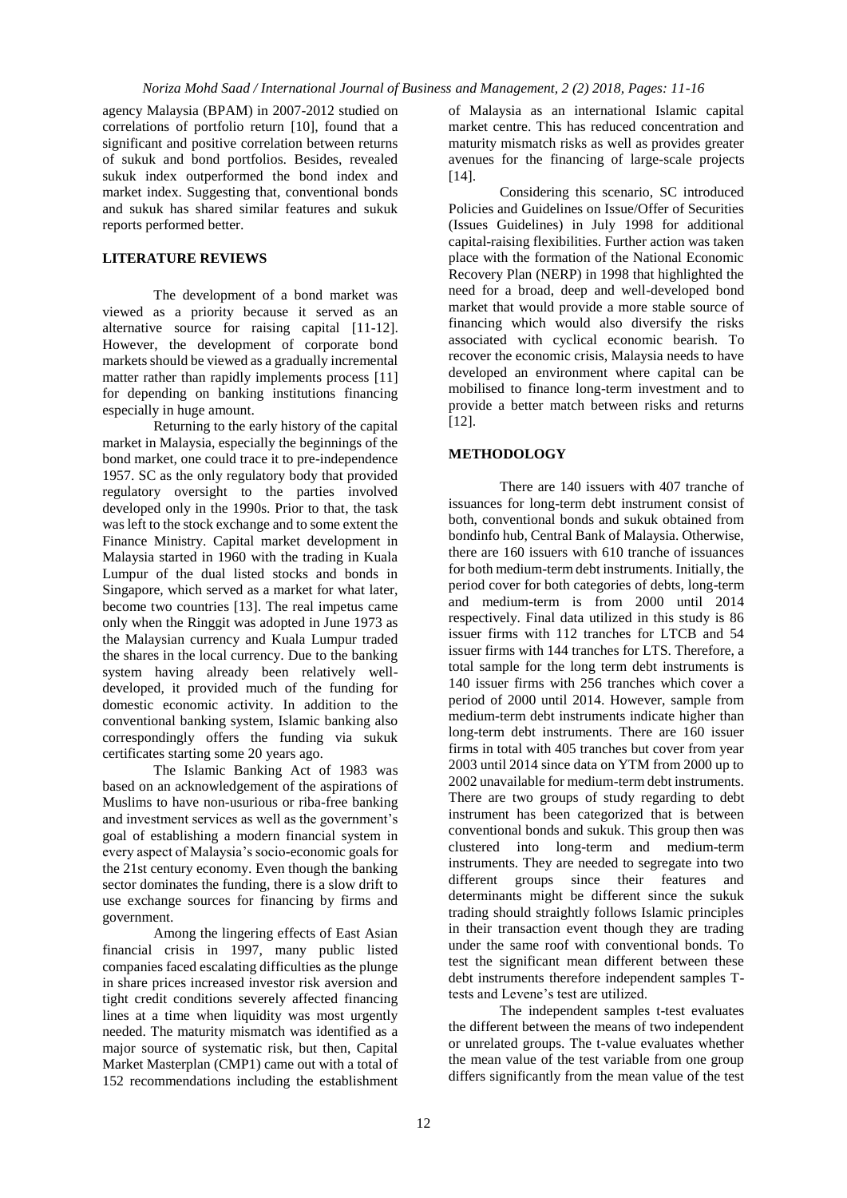agency Malaysia (BPAM) in 2007-2012 studied on correlations of portfolio return [10], found that a significant and positive correlation between returns of sukuk and bond portfolios. Besides, revealed sukuk index outperformed the bond index and market index. Suggesting that, conventional bonds and sukuk has shared similar features and sukuk reports performed better.

## LITERATURE REVIEWS

The development of a bond market was viewed as a priority because it served as an alternative source for raising capital [11-12]. However, the development of corporate bond markets should be viewed as a gradually incremental matter rather than rapidly implements process [11] for depending on banking institutions financing especially in huge amount.

Returning to the early history of the capital market in Malaysia, especially the beginnings of the bond market, one could trace it to pre-independence 1957. SC as the only regulatory body that provided regulatory oversight to the parties involved developed only in the 1990s. Prior to that, the task was left to the stock exchange and to some extent the Finance Ministry. Capital market development in Malaysia started in 1960 with the trading in Kuala Lumpur of the dual listed stocks and bonds in Singapore, which served as a market for what later, become two countries [13]. The real impetus came only when the Ringgit was adopted in June 1973 as the Malaysian currency and Kuala Lumpur traded the shares in the local currency. Due to the banking system having already been relatively well-developed, it provided much of the funding for domestic economic activity. In addition to the conventional banking system, Islamic banking also correspondingly offers the funding via sukuk certificates starting some 20 years ago.

The Islamic Banking Act of 1983 was based on an acknowledgement of the aspirations of Muslims to have non-usurious or riba-free banking and investment services as well as the government's goal of establishing a modern financial system in every aspect of Malaysia's socio-economic goals for the 21st century economy. Even though the banking sector dominates the funding, there is a slow drift to use exchange sources for financing by firms and government.

Among the lingering effects of East Asian financial crisis in 1997, many public listed companies faced escalating difficulties as the plunge in share prices increased investor risk aversion and tight credit conditions severely affected financing lines at a time when liquidity was most urgently needed. The maturity mismatch was identified as a major source of systematic risk, but then, Capital Market Masterplan (CMP1) came out with a total of 152 recommendations including the establishment of Malaysia as an international Islamic capital market centre. This has reduced concentration and maturity mismatch risks as well as provides greater avenues for the financing of large-scale projects [14].

Considering this scenario, SC introduced Policies and Guidelines on Issue/Offer of Securities (Issues Guidelines) in July 1998 for additional capital-raising flexibilities. Further action was taken place with the formation of the National Economic Recovery Plan (NERP) in 1998 that highlighted the need for a broad, deep and well-developed bond market that would provide a more stable source of financing which would also diversify the risks associated with cyclical economic bearish. To recover the economic crisis, Malaysia needs to have developed an environment where capital can be mobilised to finance long-term investment and to provide a better match between risks and returns [12].

## METHODOLOGY

There are 140 issuers with 407 tranche of issuances for long-term debt instrument consist of both, conventional bonds and sukuk obtained from bondinfo hub, Central Bank of Malaysia. Otherwise, there are 160 issuers with 610 tranche of issuances for both medium-term debt instruments. Initially, the period cover for both categories of debts, long-term and medium-term is from 2000 until 2014 respectively. Final data utilized in this study is 86 issuer firms with 112 tranches for LTCB and 54 issuer firms with 144 tranches for LTS. Therefore, a total sample for the long term debt instruments is 140 issuer firms with 256 tranches which cover a period of 2000 until 2014. However, sample from medium-term debt instruments indicate higher than long-term debt instruments. There are 160 issuer firms in total with 405 tranches but cover from year 2003 until 2014 since data on YTM from 2000 up to 2002 unavailable for medium-term debt instruments. There are two groups of study regarding to debt instrument has been categorized into that is between conventional bonds and sukuk. This group then was clustered into long-term and medium-term instruments. They are needed to segregate into two different groups since their features and determinants might be different since the sukuk trading should straightly follows Islamic principles in their transaction event though they are trading under the same roof with conventional bonds. To test the significant mean different between these debt instruments therefore independent samples T-tests and Levene's test are utilized.

The independent samples t-test evaluates the different between the means of two independent or unrelated groups. The t-value evaluates whether the mean value of the test variable from one group differs significantly from the mean value of the test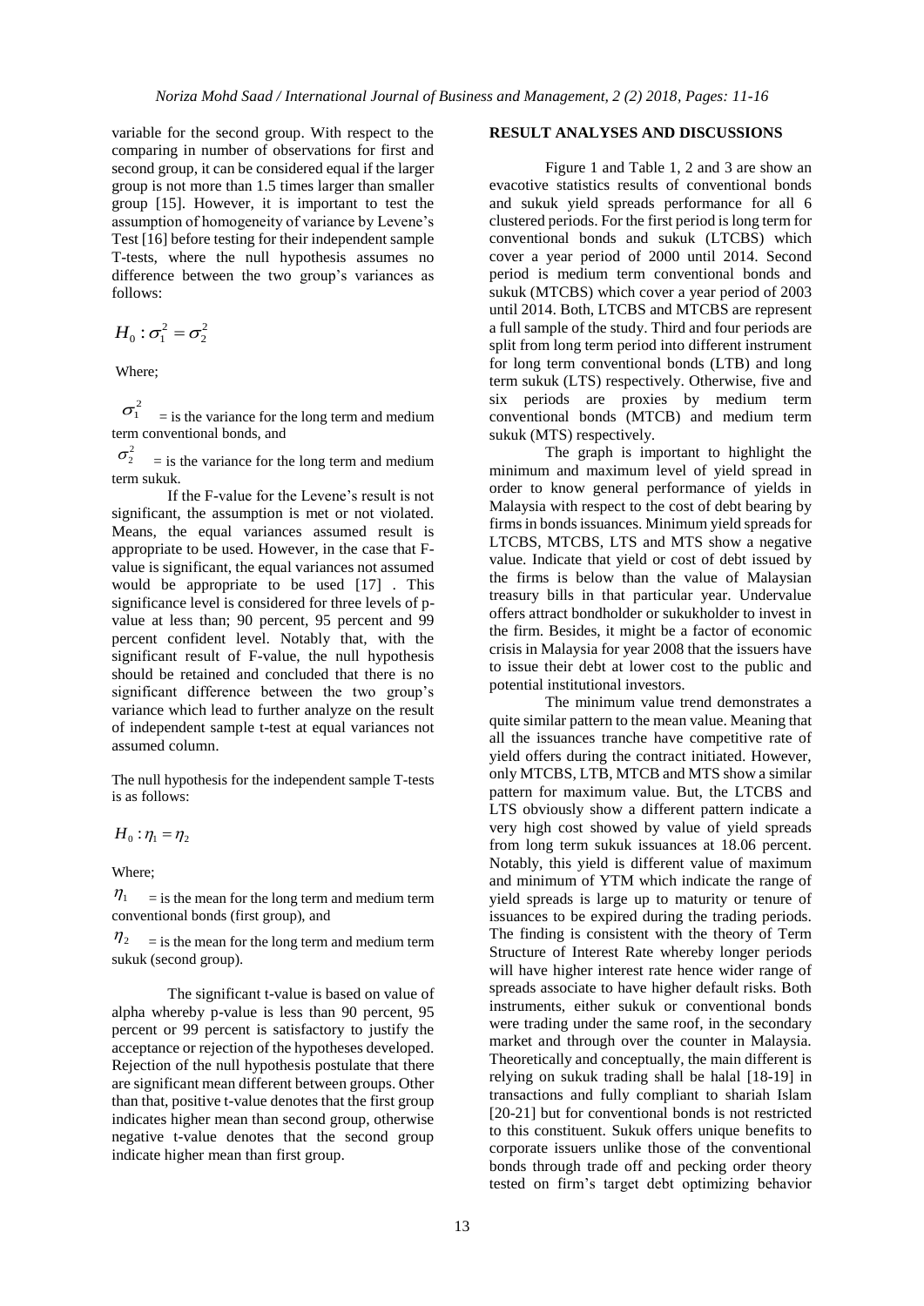variable for the second group. With respect to the comparing in number of observations for first and second group, it can be considered equal if the larger group is not more than 1.5 times larger than smaller group [15]. However, it is important to test the assumption of homogeneity of variance by Levene's Test [16] before testing for their independent sample T-tests, where the null hypothesis assumes no difference between the two group's variances as follows:

$$H_0 : \sigma_1^2 = \sigma_2^2$$

Where;

$\sigma_1^2$ = is the variance for the long term and medium term conventional bonds, and

$\sigma_2^2$ = is the variance for the long term and medium term sukuk.

If the F-value for the Levene's result is not significant, the assumption is met or not violated. Means, the equal variances assumed result is appropriate to be used. However, in the case that F-value is significant, the equal variances not assumed would be appropriate to be used [17] . This significance level is considered for three levels of p-value at less than; 90 percent, 95 percent and 99 percent confident level. Notably that, with the significant result of F-value, the null hypothesis should be retained and concluded that there is no significant difference between the two group's variance which lead to further analyze on the result of independent sample t-test at equal variances not assumed column.

The null hypothesis for the independent sample T-tests is as follows:

$$H_0 : \eta_1 = \eta_2$$

Where;

$\eta_1$ = is the mean for the long term and medium term conventional bonds (first group), and

$\eta_2$ = is the mean for the long term and medium term sukuk (second group).

The significant t-value is based on value of alpha whereby p-value is less than 90 percent, 95 percent or 99 percent is satisfactory to justify the acceptance or rejection of the hypotheses developed. Rejection of the null hypothesis postulate that there are significant mean different between groups. Other than that, positive t-value denotes that the first group indicates higher mean than second group, otherwise negative t-value denotes that the second group indicate higher mean than first group.

## RESULT ANALYSES AND DISCUSSIONS

Figure 1 and Table 1, 2 and 3 are show an evacotive statistics results of conventional bonds and sukuk yield spreads performance for all 6 clustered periods. For the first period is long term for conventional bonds and sukuk (LTCBS) which cover a year period of 2000 until 2014. Second period is medium term conventional bonds and sukuk (MTCBS) which cover a year period of 2003 until 2014. Both, LTCBS and MTCBS are represent a full sample of the study. Third and four periods are split from long term period into different instrument for long term conventional bonds (LTB) and long term sukuk (LTS) respectively. Otherwise, five and six periods are proxies by medium term conventional bonds (MTCB) and medium term sukuk (MTS) respectively.

The graph is important to highlight the minimum and maximum level of yield spread in order to know general performance of yields in Malaysia with respect to the cost of debt bearing by firms in bonds issuances. Minimum yield spreads for LTCBS, MTCBS, LTS and MTS show a negative value. Indicate that yield or cost of debt issued by the firms is below than the value of Malaysian treasury bills in that particular year. Undervalue offers attract bondholder or sukukholder to invest in the firm. Besides, it might be a factor of economic crisis in Malaysia for year 2008 that the issuers have to issue their debt at lower cost to the public and potential institutional investors.

The minimum value trend demonstrates a quite similar pattern to the mean value. Meaning that all the issuances tranche have competitive rate of yield offers during the contract initiated. However, only MTCBS, LTB, MTCB and MTS show a similar pattern for maximum value. But, the LTCBS and LTS obviously show a different pattern indicate a very high cost showed by value of yield spreads from long term sukuk issuances at 18.06 percent. Notably, this yield is different value of maximum and minimum of YTM which indicate the range of yield spreads is large up to maturity or tenure of issuances to be expired during the trading periods. The finding is consistent with the theory of Term Structure of Interest Rate whereby longer periods will have higher interest rate hence wider range of spreads associate to have higher default risks. Both instruments, either sukuk or conventional bonds were trading under the same roof, in the secondary market and through over the counter in Malaysia. Theoretically and conceptually, the main different is relying on sukuk trading shall be halal [18-19] in transactions and fully compliant to shariah Islam [20-21] but for conventional bonds is not restricted to this constituent. Sukuk offers unique benefits to corporate issuers unlike those of the conventional bonds through trade off and pecking order theory tested on firm's target debt optimizing behavior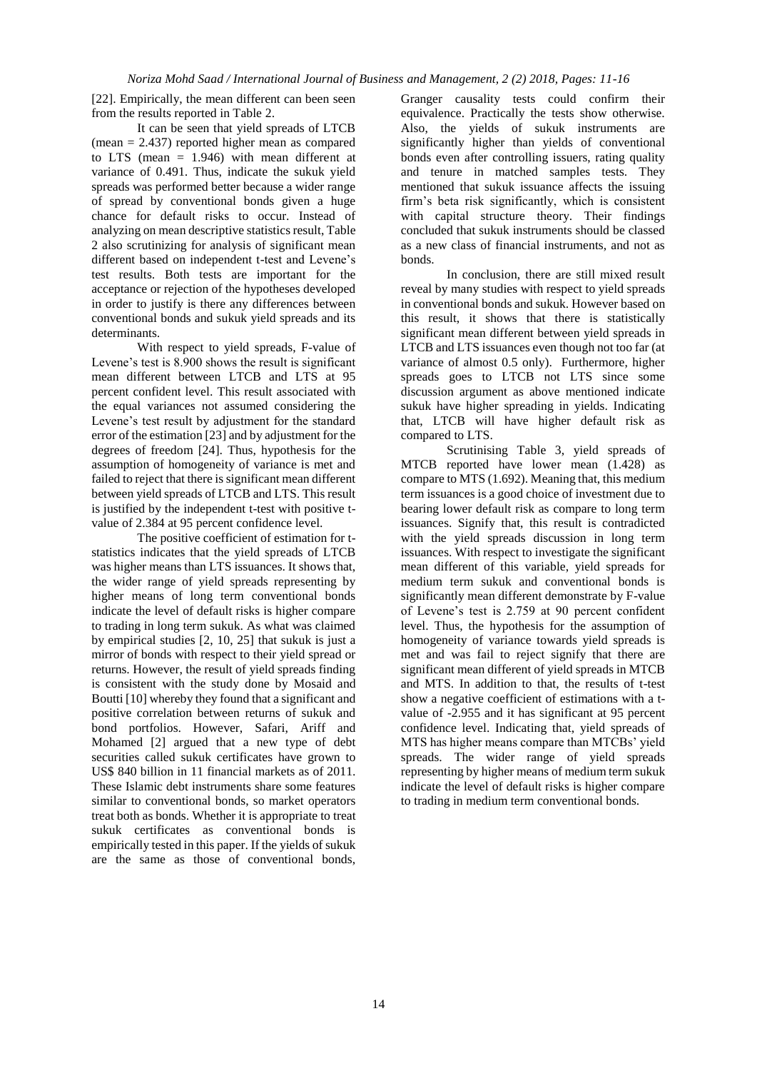[22]. Empirically, the mean different can been seen from the results reported in Table 2.

It can be seen that yield spreads of LTCB (mean = 2.437) reported higher mean as compared to LTS (mean = 1.946) with mean different at variance of 0.491. Thus, indicate the sukuk yield spreads was performed better because a wider range of spread by conventional bonds given a huge chance for default risks to occur. Instead of analyzing on mean descriptive statistics result, Table 2 also scrutinizing for analysis of significant mean different based on independent t-test and Levene's test results. Both tests are important for the acceptance or rejection of the hypotheses developed in order to justify is there any differences between conventional bonds and sukuk yield spreads and its determinants.

With respect to yield spreads, F-value of Levene's test is 8.900 shows the result is significant mean different between LTCB and LTS at 95 percent confident level. This result associated with the equal variances not assumed considering the Levene's test result by adjustment for the standard error of the estimation [23] and by adjustment for the degrees of freedom [24]. Thus, hypothesis for the assumption of homogeneity of variance is met and failed to reject that there is significant mean different between yield spreads of LTCB and LTS. This result is justified by the independent t-test with positive t-value of 2.384 at 95 percent confidence level.

The positive coefficient of estimation for t-statistics indicates that the yield spreads of LTCB was higher means than LTS issuances. It shows that, the wider range of yield spreads representing by higher means of long term conventional bonds indicate the level of default risks is higher compare to trading in long term sukuk. As what was claimed by empirical studies [2, 10, 25] that sukuk is just a mirror of bonds with respect to their yield spread or returns. However, the result of yield spreads finding is consistent with the study done by Mosaid and Boutti [10] whereby they found that a significant and positive correlation between returns of sukuk and bond portfolios. However, Safari, Ariff and Mohamed [2] argued that a new type of debt securities called sukuk certificates have grown to US$ 840 billion in 11 financial markets as of 2011. These Islamic debt instruments share some features similar to conventional bonds, so market operators treat both as bonds. Whether it is appropriate to treat sukuk certificates as conventional bonds is empirically tested in this paper. If the yields of sukuk are the same as those of conventional bonds, Granger causality tests could confirm their equivalence. Practically the tests show otherwise. Also, the yields of sukuk instruments are significantly higher than yields of conventional bonds even after controlling issuers, rating quality and tenure in matched samples tests. They mentioned that sukuk issuance affects the issuing firm's beta risk significantly, which is consistent with capital structure theory. Their findings concluded that sukuk instruments should be classed as a new class of financial instruments, and not as bonds.

In conclusion, there are still mixed result reveal by many studies with respect to yield spreads in conventional bonds and sukuk. However based on this result, it shows that there is statistically significant mean different between yield spreads in LTCB and LTS issuances even though not too far (at variance of almost 0.5 only). Furthermore, higher spreads goes to LTCB not LTS since some discussion argument as above mentioned indicate sukuk have higher spreading in yields. Indicating that, LTCB will have higher default risk as compared to LTS.

Scrutinising Table 3, yield spreads of MTCB reported have lower mean (1.428) as compare to MTS (1.692). Meaning that, this medium term issuances is a good choice of investment due to bearing lower default risk as compare to long term issuances. Signify that, this result is contradicted with the yield spreads discussion in long term issuances. With respect to investigate the significant mean different of this variable, yield spreads for medium term sukuk and conventional bonds is significantly mean different demonstrate by F-value of Levene's test is 2.759 at 90 percent confident level. Thus, the hypothesis for the assumption of homogeneity of variance towards yield spreads is met and was fail to reject signify that there are significant mean different of yield spreads in MTCB and MTS. In addition to that, the results of t-test show a negative coefficient of estimations with a t-value of -2.955 and it has significant at 95 percent confidence level. Indicating that, yield spreads of MTS has higher means compare than MTCBs' yield spreads. The wider range of yield spreads representing by higher means of medium term sukuk indicate the level of default risks is higher compare to trading in medium term conventional bonds.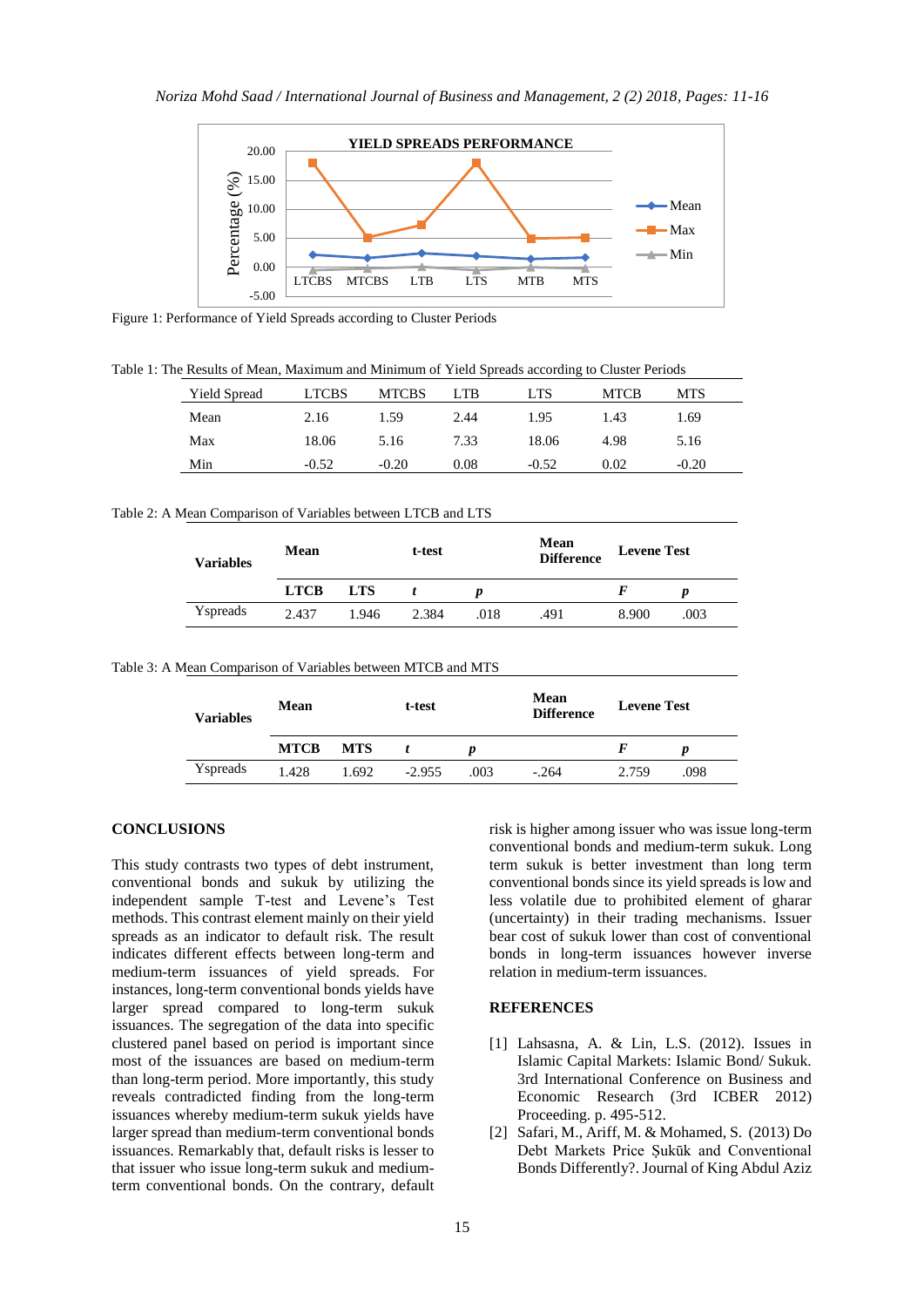Figure 1: Performance of Yield Spreads according to Cluster Periods

Table 1: The Results of Mean, Maximum and Minimum of Yield Spreads according to Cluster Periods

| Yield Spread | LTCBS | MTCBS | LTB | LTS | MTCB | MTS |
|---|---|---|---|---|---|---|
| Mean | 2.16 | 1.59 | 2.44 | 1.95 | 1.43 | 1.69 |
| Max | 18.06 | 5.16 | 7.33 | 18.06 | 4.98 | 5.16 |
| Min | -0.52 | -0.20 | 0.08 | -0.52 | 0.02 | -0.20 |

Table 2: A Mean Comparison of Variables between LTCB and LTS

| Variables | Mean | | t-test | | Mean Difference | Levene Test | |
|---|---|---|---|---|---|---|---|
| | **LTCB** | **LTS** | ***t*** | ***p*** | | ***F*** | ***p*** |
| Yspreads | 2.437 | 1.946 | 2.384 | .018 | .491 | 8.900 | .003 |

Table 3: A Mean Comparison of Variables between MTCB and MTS

| Variables | Mean | | t-test | | Mean Difference | Levene Test | |
|---|---|---|---|---|---|---|---|
| | **MTCB** | **MTS** | ***t*** | ***p*** | | ***F*** | ***p*** |
| Yspreads | 1.428 | 1.692 | -2.955 | .003 | -.264 | 2.759 | .098 |

## CONCLUSIONS

This study contrasts two types of debt instrument, conventional bonds and sukuk by utilizing the independent sample T-test and Levene's Test methods. This contrast element mainly on their yield spreads as an indicator to default risk. The result indicates different effects between long-term and medium-term issuances of yield spreads. For instances, long-term conventional bonds yields have larger spread compared to long-term sukuk issuances. The segregation of the data into specific clustered panel based on period is important since most of the issuances are based on medium-term than long-term period. More importantly, this study reveals contradicted finding from the long-term issuances whereby medium-term sukuk yields have larger spread than medium-term conventional bonds issuances. Remarkably that, default risks is lesser to that issuer who issue long-term sukuk and medium-term conventional bonds. On the contrary, default risk is higher among issuer who was issue long-term conventional bonds and medium-term sukuk. Long term sukuk is better investment than long term conventional bonds since its yield spreads is low and less volatile due to prohibited element of gharar (uncertainty) in their trading mechanisms. Issuer bear cost of sukuk lower than cost of conventional bonds in long-term issuances however inverse relation in medium-term issuances.

## REFERENCES

[1] Lahsasna, A. & Lin, L.S. (2012). Issues in Islamic Capital Markets: Islamic Bond/ Sukuk. 3rd International Conference on Business and Economic Research (3rd ICBER 2012) Proceeding. p. 495-512.

[2] Safari, M., Ariff, M. & Mohamed, S. (2013) Do Debt Markets Price Ṣukūk and Conventional Bonds Differently?. Journal of King Abdul Aziz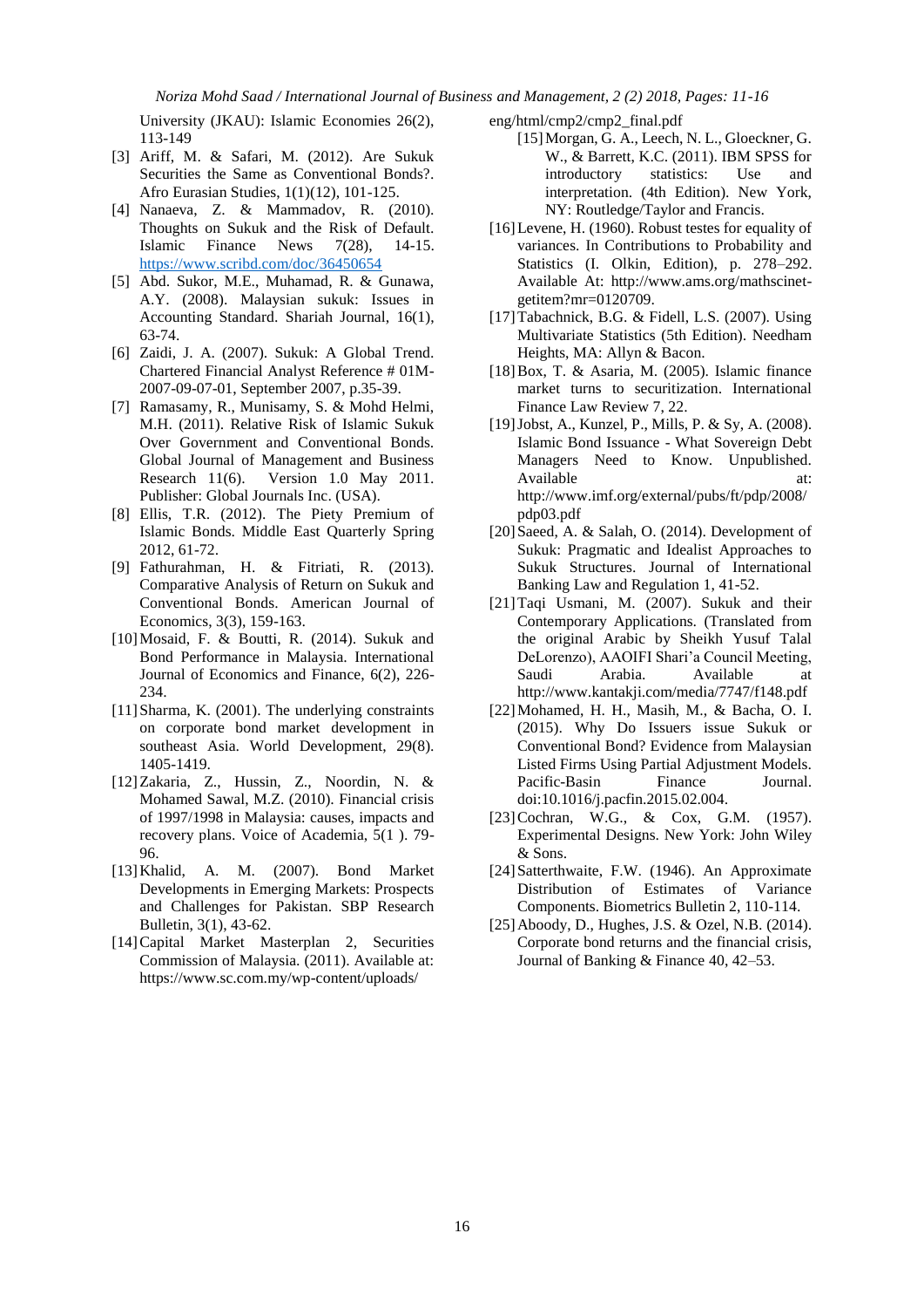University (JKAU): Islamic Economies 26(2), 113-149

[3] Ariff, M. & Safari, M. (2012). Are Sukuk Securities the Same as Conventional Bonds?. Afro Eurasian Studies, 1(1)(12), 101-125.

[4] Nanaeva, Z. & Mammadov, R. (2010). Thoughts on Sukuk and the Risk of Default. Islamic Finance News 7(28), 14-15. https://www.scribd.com/doc/36450654

[5] Abd. Sukor, M.E., Muhamad, R. & Gunawa, A.Y. (2008). Malaysian sukuk: Issues in Accounting Standard. Shariah Journal, 16(1), 63-74.

[6] Zaidi, J. A. (2007). Sukuk: A Global Trend. Chartered Financial Analyst Reference # 01M-2007-09-07-01, September 2007, p.35-39.

[7] Ramasamy, R., Munisamy, S. & Mohd Helmi, M.H. (2011). Relative Risk of Islamic Sukuk Over Government and Conventional Bonds. Global Journal of Management and Business Research 11(6). Version 1.0 May 2011. Publisher: Global Journals Inc. (USA).

[8] Ellis, T.R. (2012). The Piety Premium of Islamic Bonds. Middle East Quarterly Spring 2012, 61-72.

[9] Fathurahman, H. & Fitriati, R. (2013). Comparative Analysis of Return on Sukuk and Conventional Bonds. American Journal of Economics, 3(3), 159-163.

[10] Mosaid, F. & Boutti, R. (2014). Sukuk and Bond Performance in Malaysia. International Journal of Economics and Finance, 6(2), 226-234.

[11] Sharma, K. (2001). The underlying constraints on corporate bond market development in southeast Asia. World Development, 29(8). 1405-1419.

[12] Zakaria, Z., Hussin, Z., Noordin, N. & Mohamed Sawal, M.Z. (2010). Financial crisis of 1997/1998 in Malaysia: causes, impacts and recovery plans. Voice of Academia, 5(1 ). 79-96.

[13] Khalid, A. M. (2007). Bond Market Developments in Emerging Markets: Prospects and Challenges for Pakistan. SBP Research Bulletin, 3(1), 43-62.

[14] Capital Market Masterplan 2, Securities Commission of Malaysia. (2011). Available at: https://www.sc.com.my/wp-content/uploads/eng/html/cmp2/cmp2_final.pdf

[15] Morgan, G. A., Leech, N. L., Gloeckner, G. W., & Barrett, K.C. (2011). IBM SPSS for introductory statistics: Use and interpretation. (4th Edition). New York, NY: Routledge/Taylor and Francis.

[16] Levene, H. (1960). Robust testes for equality of variances. In Contributions to Probability and Statistics (I. Olkin, Edition), p. 278–292. Available At: http://www.ams.org/mathscinet-getitem?mr=0120709.

[17] Tabachnick, B.G. & Fidell, L.S. (2007). Using Multivariate Statistics (5th Edition). Needham Heights, MA: Allyn & Bacon.

[18] Box, T. & Asaria, M. (2005). Islamic finance market turns to securitization. International Finance Law Review 7, 22.

[19] Jobst, A., Kunzel, P., Mills, P. & Sy, A. (2008). Islamic Bond Issuance - What Sovereign Debt Managers Need to Know. Unpublished. Available at: http://www.imf.org/external/pubs/ft/pdp/2008/pdp03.pdf

[20] Saeed, A. & Salah, O. (2014). Development of Sukuk: Pragmatic and Idealist Approaches to Sukuk Structures. Journal of International Banking Law and Regulation 1, 41-52.

[21] Taqi Usmani, M. (2007). Sukuk and their Contemporary Applications. (Translated from the original Arabic by Sheikh Yusuf Talal DeLorenzo), AAOIFI Shari'a Council Meeting, Saudi Arabia. Available at http://www.kantakji.com/media/7747/f148.pdf

[22] Mohamed, H. H., Masih, M., & Bacha, O. I. (2015). Why Do Issuers issue Sukuk or Conventional Bond? Evidence from Malaysian Listed Firms Using Partial Adjustment Models. Pacific-Basin Finance Journal. doi:10.1016/j.pacfin.2015.02.004.

[23] Cochran, W.G., & Cox, G.M. (1957). Experimental Designs. New York: John Wiley & Sons.

[24] Satterthwaite, F.W. (1946). An Approximate Distribution of Estimates of Variance Components. Biometrics Bulletin 2, 110-114.

[25] Aboody, D., Hughes, J.S. & Ozel, N.B. (2014). Corporate bond returns and the financial crisis, Journal of Banking & Finance 40, 42–53.